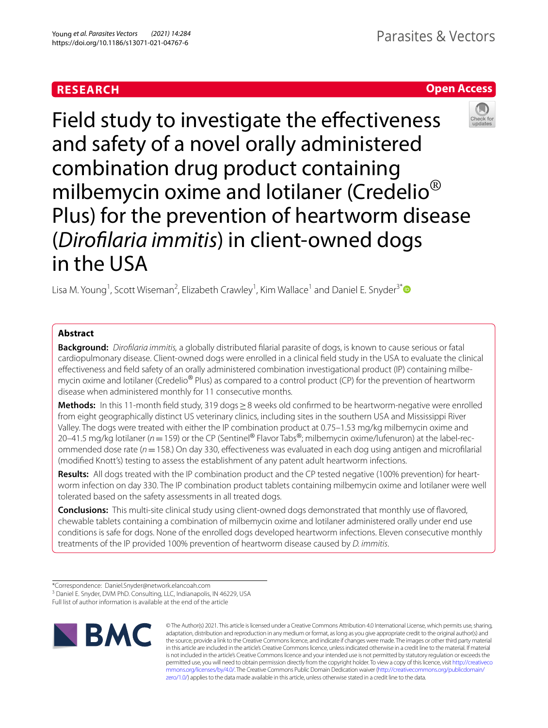RESEARCH

Open Access

# Field study to investigate the effectiveness and safety of a novel orally administered combination drug product containing milbemycin oxime and lotilaner (Credelio® Plus) for the prevention of heartworm disease (*Dirofilaria immitis*) in client-owned dogs in the USA

Lisa M. Young[1], Scott Wiseman[2], Elizabeth Crawley[1], Kim Wallace[1] and Daniel E. Snyder[3*]

## Abstract

**Background:** *Dirofilaria immitis,* a globally distributed filarial parasite of dogs, is known to cause serious or fatal cardiopulmonary disease. Client-owned dogs were enrolled in a clinical field study in the USA to evaluate the clinical effectiveness and field safety of an orally administered combination investigational product (IP) containing milbemycin oxime and lotilaner (Credelio® Plus) as compared to a control product (CP) for the prevention of heartworm disease when administered monthly for 11 consecutive months.

**Methods:** In this 11-month field study, 319 dogs ≥ 8 weeks old confirmed to be heartworm-negative were enrolled from eight geographically distinct US veterinary clinics, including sites in the southern USA and Mississippi River Valley. The dogs were treated with either the IP combination product at 0.75–1.53 mg/kg milbemycin oxime and 20–41.5 mg/kg lotilaner (*n* = 159) or the CP (Sentinel® Flavor Tabs®; milbemycin oxime/lufenuron) at the label-recommended dose rate (*n* = 158.) On day 330, effectiveness was evaluated in each dog using antigen and microfilarial (modified Knott's) testing to assess the establishment of any patent adult heartworm infections.

**Results:** All dogs treated with the IP combination product and the CP tested negative (100% prevention) for heartworm infection on day 330. The IP combination product tablets containing milbemycin oxime and lotilaner were well tolerated based on the safety assessments in all treated dogs.

**Conclusions:** This multi-site clinical study using client-owned dogs demonstrated that monthly use of flavored, chewable tablets containing a combination of milbemycin oxime and lotilaner administered orally under end use conditions is safe for dogs. None of the enrolled dogs developed heartworm infections. Eleven consecutive monthly treatments of the IP provided 100% prevention of heartworm disease caused by *D. immitis*.

*Correspondence: Daniel.Snyder@network.elancoah.com
[3] Daniel E. Snyder, DVM PhD. Consulting, LLC, Indianapolis, IN 46229, USA
Full list of author information is available at the end of the article

© The Author(s) 2021. This article is licensed under a Creative Commons Attribution 4.0 International License, which permits use, sharing, adaptation, distribution and reproduction in any medium or format, as long as you give appropriate credit to the original author(s) and the source, provide a link to the Creative Commons licence, and indicate if changes were made. The images or other third party material in this article are included in the article's Creative Commons licence, unless indicated otherwise in a credit line to the material. If material is not included in the article's Creative Commons licence and your intended use is not permitted by statutory regulation or exceeds the permitted use, you will need to obtain permission directly from the copyright holder. To view a copy of this licence, visit http://creativecommons.org/licenses/by/4.0/. The Creative Commons Public Domain Dedication waiver (http://creativecommons.org/publicdomain/zero/1.0/) applies to the data made available in this article, unless otherwise stated in a credit line to the data.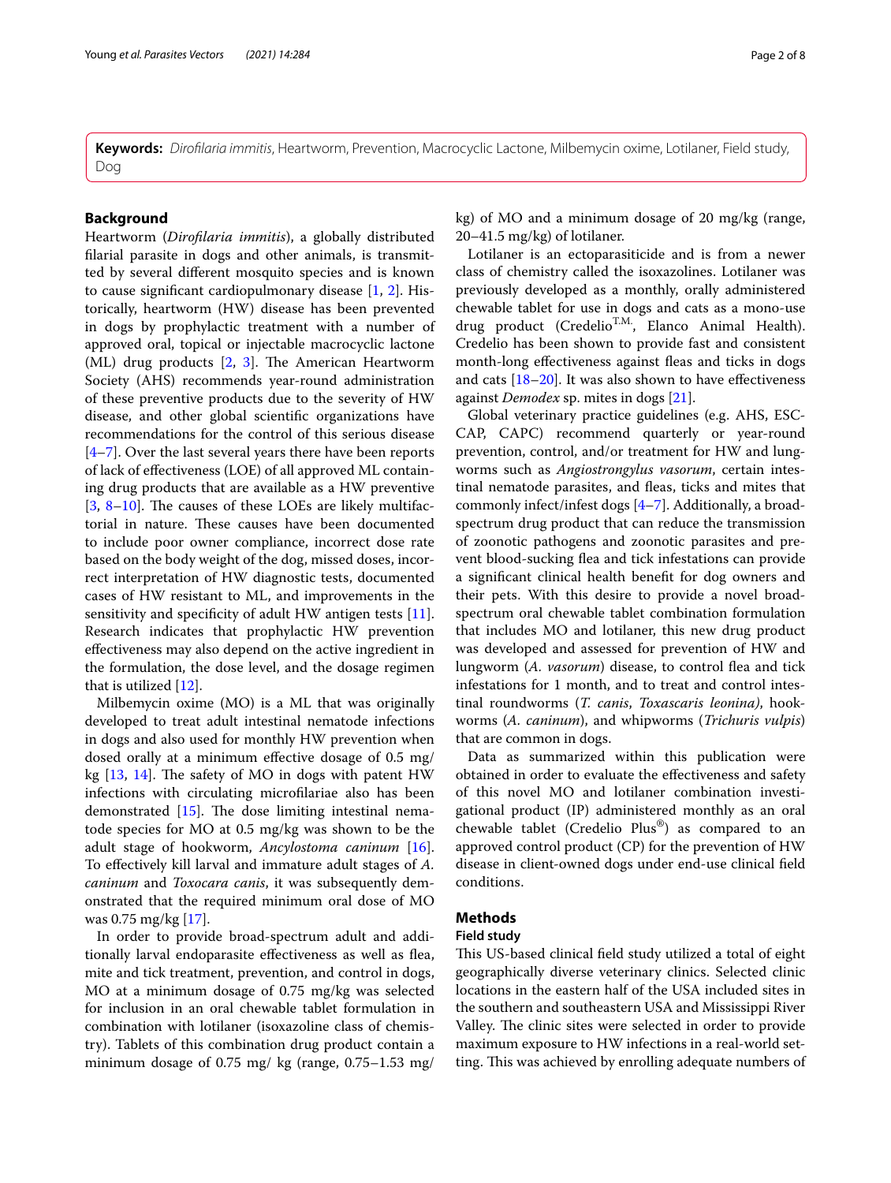**Keywords:** *Dirofilaria immitis*, Heartworm, Prevention, Macrocyclic Lactone, Milbemycin oxime, Lotilaner, Field study, Dog

## Background

Heartworm (*Dirofilaria immitis*), a globally distributed filarial parasite in dogs and other animals, is transmitted by several different mosquito species and is known to cause significant cardiopulmonary disease [1, 2]. Historically, heartworm (HW) disease has been prevented in dogs by prophylactic treatment with a number of approved oral, topical or injectable macrocyclic lactone (ML) drug products [2, 3]. The American Heartworm Society (AHS) recommends year-round administration of these preventive products due to the severity of HW disease, and other global scientific organizations have recommendations for the control of this serious disease [4–7]. Over the last several years there have been reports of lack of effectiveness (LOE) of all approved ML containing drug products that are available as a HW preventive [3, 8–10]. The causes of these LOEs are likely multifactorial in nature. These causes have been documented to include poor owner compliance, incorrect dose rate based on the body weight of the dog, missed doses, incorrect interpretation of HW diagnostic tests, documented cases of HW resistant to ML, and improvements in the sensitivity and specificity of adult HW antigen tests [11]. Research indicates that prophylactic HW prevention effectiveness may also depend on the active ingredient in the formulation, the dose level, and the dosage regimen that is utilized [12].

Milbemycin oxime (MO) is a ML that was originally developed to treat adult intestinal nematode infections in dogs and also used for monthly HW prevention when dosed orally at a minimum effective dosage of 0.5 mg/kg [13, 14]. The safety of MO in dogs with patent HW infections with circulating microfilariae also has been demonstrated [15]. The dose limiting intestinal nematode species for MO at 0.5 mg/kg was shown to be the adult stage of hookworm, *Ancylostoma caninum* [16]. To effectively kill larval and immature adult stages of *A. caninum* and *Toxocara canis*, it was subsequently demonstrated that the required minimum oral dose of MO was 0.75 mg/kg [17].

In order to provide broad-spectrum adult and additionally larval endoparasite effectiveness as well as flea, mite and tick treatment, prevention, and control in dogs, MO at a minimum dosage of 0.75 mg/kg was selected for inclusion in an oral chewable tablet formulation in combination with lotilaner (isoxazoline class of chemistry). Tablets of this combination drug product contain a minimum dosage of 0.75 mg/ kg (range, 0.75–1.53 mg/kg) of MO and a minimum dosage of 20 mg/kg (range, 20–41.5 mg/kg) of lotilaner.

Lotilaner is an ectoparasiticide and is from a newer class of chemistry called the isoxazolines. Lotilaner was previously developed as a monthly, orally administered chewable tablet for use in dogs and cats as a mono-use drug product (Credelio[T.M.], Elanco Animal Health). Credelio has been shown to provide fast and consistent month-long effectiveness against fleas and ticks in dogs and cats [18–20]. It was also shown to have effectiveness against *Demodex* sp. mites in dogs [21].

Global veterinary practice guidelines (e.g. AHS, ESCCAP, CAPC) recommend quarterly or year-round prevention, control, and/or treatment for HW and lungworms such as *Angiostrongylus vasorum*, certain intestinal nematode parasites, and fleas, ticks and mites that commonly infect/infest dogs [4–7]. Additionally, a broad-spectrum drug product that can reduce the transmission of zoonotic pathogens and zoonotic parasites and prevent blood-sucking flea and tick infestations can provide a significant clinical health benefit for dog owners and their pets. With this desire to provide a novel broad-spectrum oral chewable tablet combination formulation that includes MO and lotilaner, this new drug product was developed and assessed for prevention of HW and lungworm (*A. vasorum*) disease, to control flea and tick infestations for 1 month, and to treat and control intestinal roundworms (*T. canis*, *Toxascaris leonina)*, hookworms (*A. caninum*), and whipworms (*Trichuris vulpis*) that are common in dogs.

Data as summarized within this publication were obtained in order to evaluate the effectiveness and safety of this novel MO and lotilaner combination investigational product (IP) administered monthly as an oral chewable tablet (Credelio Plus®) as compared to an approved control product (CP) for the prevention of HW disease in client-owned dogs under end-use clinical field conditions.

## Methods

### Field study

This US-based clinical field study utilized a total of eight geographically diverse veterinary clinics. Selected clinic locations in the eastern half of the USA included sites in the southern and southeastern USA and Mississippi River Valley. The clinic sites were selected in order to provide maximum exposure to HW infections in a real-world setting. This was achieved by enrolling adequate numbers of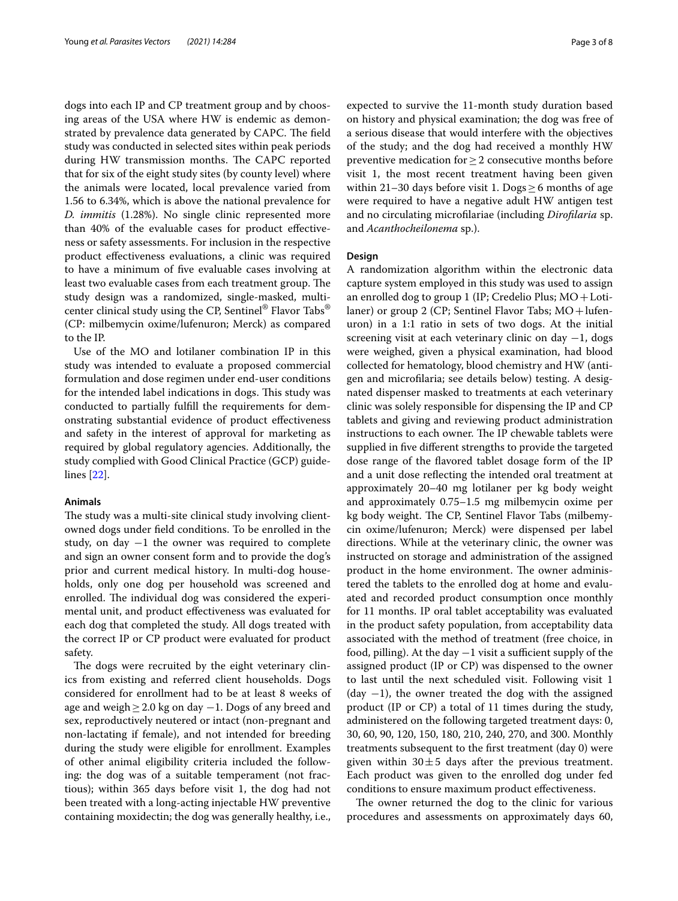dogs into each IP and CP treatment group and by choosing areas of the USA where HW is endemic as demonstrated by prevalence data generated by CAPC. The field study was conducted in selected sites within peak periods during HW transmission months. The CAPC reported that for six of the eight study sites (by county level) where the animals were located, local prevalence varied from 1.56 to 6.34%, which is above the national prevalence for *D. immitis* (1.28%). No single clinic represented more than 40% of the evaluable cases for product effectiveness or safety assessments. For inclusion in the respective product effectiveness evaluations, a clinic was required to have a minimum of five evaluable cases involving at least two evaluable cases from each treatment group. The study design was a randomized, single-masked, multicenter clinical study using the CP, Sentinel® Flavor Tabs® (CP: milbemycin oxime/lufenuron; Merck) as compared to the IP.

Use of the MO and lotilaner combination IP in this study was intended to evaluate a proposed commercial formulation and dose regimen under end-user conditions for the intended label indications in dogs. This study was conducted to partially fulfill the requirements for demonstrating substantial evidence of product effectiveness and safety in the interest of approval for marketing as required by global regulatory agencies. Additionally, the study complied with Good Clinical Practice (GCP) guidelines [22].

### Animals

The study was a multi-site clinical study involving client-owned dogs under field conditions. To be enrolled in the study, on day −1 the owner was required to complete and sign an owner consent form and to provide the dog's prior and current medical history. In multi-dog households, only one dog per household was screened and enrolled. The individual dog was considered the experimental unit, and product effectiveness was evaluated for each dog that completed the study. All dogs treated with the correct IP or CP product were evaluated for product safety.

The dogs were recruited by the eight veterinary clinics from existing and referred client households. Dogs considered for enrollment had to be at least 8 weeks of age and weigh ≥ 2.0 kg on day −1. Dogs of any breed and sex, reproductively neutered or intact (non-pregnant and non-lactating if female), and not intended for breeding during the study were eligible for enrollment. Examples of other animal eligibility criteria included the following: the dog was of a suitable temperament (not fractious); within 365 days before visit 1, the dog had not been treated with a long-acting injectable HW preventive containing moxidectin; the dog was generally healthy, i.e., expected to survive the 11-month study duration based on history and physical examination; the dog was free of a serious disease that would interfere with the objectives of the study; and the dog had received a monthly HW preventive medication for ≥ 2 consecutive months before visit 1, the most recent treatment having been given within 21–30 days before visit 1. Dogs ≥ 6 months of age were required to have a negative adult HW antigen test and no circulating microfilariae (including *Dirofilaria* sp. and *Acanthocheilonema* sp.).

### Design

A randomization algorithm within the electronic data capture system employed in this study was used to assign an enrolled dog to group 1 (IP; Credelio Plus; MO + Lotilaner) or group 2 (CP; Sentinel Flavor Tabs; MO + lufenuron) in a 1:1 ratio in sets of two dogs. At the initial screening visit at each veterinary clinic on day −1, dogs were weighed, given a physical examination, had blood collected for hematology, blood chemistry and HW (antigen and microfilaria; see details below) testing. A designated dispenser masked to treatments at each veterinary clinic was solely responsible for dispensing the IP and CP tablets and giving and reviewing product administration instructions to each owner. The IP chewable tablets were supplied in five different strengths to provide the targeted dose range of the flavored tablet dosage form of the IP and a unit dose reflecting the intended oral treatment at approximately 20–40 mg lotilaner per kg body weight and approximately 0.75–1.5 mg milbemycin oxime per kg body weight. The CP, Sentinel Flavor Tabs (milbemycin oxime/lufenuron; Merck) were dispensed per label directions. While at the veterinary clinic, the owner was instructed on storage and administration of the assigned product in the home environment. The owner administered the tablets to the enrolled dog at home and evaluated and recorded product consumption once monthly for 11 months. IP oral tablet acceptability was evaluated in the product safety population, from acceptability data associated with the method of treatment (free choice, in food, pilling). At the day −1 visit a sufficient supply of the assigned product (IP or CP) was dispensed to the owner to last until the next scheduled visit. Following visit 1 (day −1), the owner treated the dog with the assigned product (IP or CP) a total of 11 times during the study, administered on the following targeted treatment days: 0, 30, 60, 90, 120, 150, 180, 210, 240, 270, and 300. Monthly treatments subsequent to the first treatment (day 0) were given within 30 ± 5 days after the previous treatment. Each product was given to the enrolled dog under fed conditions to ensure maximum product effectiveness.

The owner returned the dog to the clinic for various procedures and assessments on approximately days 60,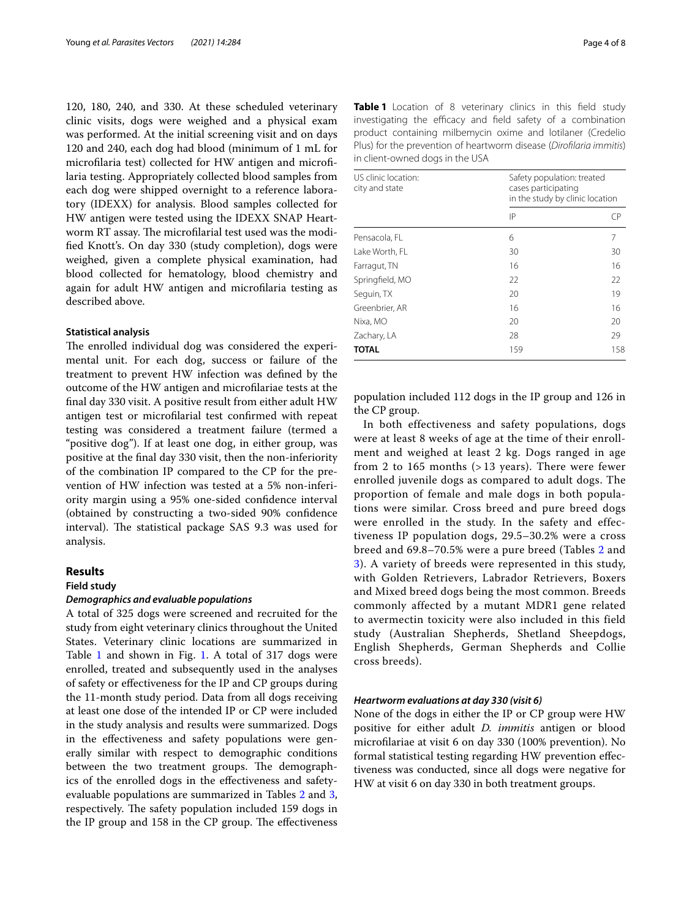120, 180, 240, and 330. At these scheduled veterinary clinic visits, dogs were weighed and a physical exam was performed. At the initial screening visit and on days 120 and 240, each dog had blood (minimum of 1 mL for microfilaria test) collected for HW antigen and microfilaria testing. Appropriately collected blood samples from each dog were shipped overnight to a reference laboratory (IDEXX) for analysis. Blood samples collected for HW antigen were tested using the IDEXX SNAP Heartworm RT assay. The microfilarial test used was the modified Knott's. On day 330 (study completion), dogs were weighed, given a complete physical examination, had blood collected for hematology, blood chemistry and again for adult HW antigen and microfilaria testing as described above.

### Statistical analysis

The enrolled individual dog was considered the experimental unit. For each dog, success or failure of the treatment to prevent HW infection was defined by the outcome of the HW antigen and microfilariae tests at the final day 330 visit. A positive result from either adult HW antigen test or microfilarial test confirmed with repeat testing was considered a treatment failure (termed a "positive dog"). If at least one dog, in either group, was positive at the final day 330 visit, then the non-inferiority of the combination IP compared to the CP for the prevention of HW infection was tested at a 5% non-inferiority margin using a 95% one-sided confidence interval (obtained by constructing a two-sided 90% confidence interval). The statistical package SAS 9.3 was used for analysis.

## Results

### Field study

#### *Demographics and evaluable populations*

A total of 325 dogs were screened and recruited for the study from eight veterinary clinics throughout the United States. Veterinary clinic locations are summarized in Table 1 and shown in Fig. 1. A total of 317 dogs were enrolled, treated and subsequently used in the analyses of safety or effectiveness for the IP and CP groups during the 11-month study period. Data from all dogs receiving at least one dose of the intended IP or CP were included in the study analysis and results were summarized. Dogs in the effectiveness and safety populations were generally similar with respect to demographic conditions between the two treatment groups. The demographics of the enrolled dogs in the effectiveness and safety-evaluable populations are summarized in Tables 2 and 3, respectively. The safety population included 159 dogs in the IP group and 158 in the CP group. The effectiveness population included 112 dogs in the IP group and 126 in the CP group.

**Table 1** Location of 8 veterinary clinics in this field study investigating the efficacy and field safety of a combination product containing milbemycin oxime and lotilaner (Credelio Plus) for the prevention of heartworm disease (*Dirofilaria immitis*) in client-owned dogs in the USA

| US clinic location: city and state | Safety population: treated cases participating in the study by clinic location | |
|---|---|---|
| | IP | CP |
| Pensacola, FL | 6 | 7 |
| Lake Worth, FL | 30 | 30 |
| Farragut, TN | 16 | 16 |
| Springfield, MO | 22 | 22 |
| Seguin, TX | 20 | 19 |
| Greenbrier, AR | 16 | 16 |
| Nixa, MO | 20 | 20 |
| Zachary, LA | 28 | 29 |
| **TOTAL** | 159 | 158 |

In both effectiveness and safety populations, dogs were at least 8 weeks of age at the time of their enrollment and weighed at least 2 kg. Dogs ranged in age from 2 to 165 months (> 13 years). There were fewer enrolled juvenile dogs as compared to adult dogs. The proportion of female and male dogs in both populations were similar. Cross breed and pure breed dogs were enrolled in the study. In the safety and effectiveness IP population dogs, 29.5–30.2% were a cross breed and 69.8–70.5% were a pure breed (Tables 2 and 3). A variety of breeds were represented in this study, with Golden Retrievers, Labrador Retrievers, Boxers and Mixed breed dogs being the most common. Breeds commonly affected by a mutant MDR1 gene related to avermectin toxicity were also included in this field study (Australian Shepherds, Shetland Sheepdogs, English Shepherds, German Shepherds and Collie cross breeds).

#### *Heartworm evaluations at day 330 (visit 6)*

None of the dogs in either the IP or CP group were HW positive for either adult *D. immitis* antigen or blood microfilariae at visit 6 on day 330 (100% prevention). No formal statistical testing regarding HW prevention effectiveness was conducted, since all dogs were negative for HW at visit 6 on day 330 in both treatment groups.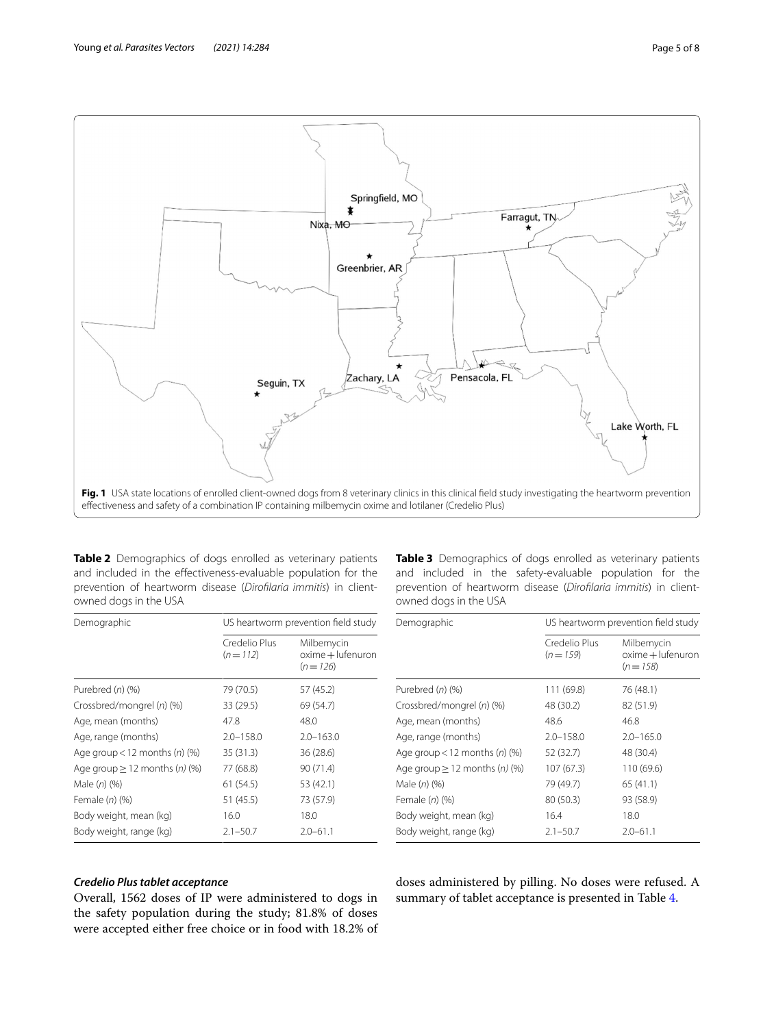**Fig. 1** USA state locations of enrolled client-owned dogs from 8 veterinary clinics in this clinical field study investigating the heartworm prevention effectiveness and safety of a combination IP containing milbemycin oxime and lotilaner (Credelio Plus)

**Table 2** Demographics of dogs enrolled as veterinary patients and included in the effectiveness-evaluable population for the prevention of heartworm disease (*Dirofilaria immitis*) in client-owned dogs in the USA

| Demographic | US heartworm prevention field study | |
|---|---|---|
| | Credelio Plus ($n = 112$) | Milbemycin oxime + lufenuron ($n = 126$) |
| Purebred (*n*) (%) | 79 (70.5) | 57 (45.2) |
| Crossbred/mongrel (*n*) (%) | 33 (29.5) | 69 (54.7) |
| Age, mean (months) | 47.8 | 48.0 |
| Age, range (months) | 2.0–158.0 | 2.0–163.0 |
| Age group < 12 months (*n*) (%) | 35 (31.3) | 36 (28.6) |
| Age group ≥ 12 months (*n*) (%) | 77 (68.8) | 90 (71.4) |
| Male (*n*) (%) | 61 (54.5) | 53 (42.1) |
| Female (*n*) (%) | 51 (45.5) | 73 (57.9) |
| Body weight, mean (kg) | 16.0 | 18.0 |
| Body weight, range (kg) | 2.1–50.7 | 2.0–61.1 |

**Table 3** Demographics of dogs enrolled as veterinary patients and included in the safety-evaluable population for the prevention of heartworm disease (*Dirofilaria immitis*) in client-owned dogs in the USA

| Demographic | US heartworm prevention field study | |
|---|---|---|
| | Credelio Plus ($n = 159$) | Milbemycin oxime + lufenuron ($n = 158$) |
| Purebred (*n*) (%) | 111 (69.8) | 76 (48.1) |
| Crossbred/mongrel (*n*) (%) | 48 (30.2) | 82 (51.9) |
| Age, mean (months) | 48.6 | 46.8 |
| Age, range (months) | 2.0–158.0 | 2.0–165.0 |
| Age group < 12 months (*n*) (%) | 52 (32.7) | 48 (30.4) |
| Age group ≥ 12 months (*n*) (%) | 107 (67.3) | 110 (69.6) |
| Male (*n*) (%) | 79 (49.7) | 65 (41.1) |
| Female (*n*) (%) | 80 (50.3) | 93 (58.9) |
| Body weight, mean (kg) | 16.4 | 18.0 |
| Body weight, range (kg) | 2.1–50.7 | 2.0–61.1 |

### *Credelio Plus tablet acceptance*

Overall, 1562 doses of IP were administered to dogs in the safety population during the study; 81.8% of doses were accepted either free choice or in food with 18.2% of doses administered by pilling. No doses were refused. A summary of tablet acceptance is presented in Table 4.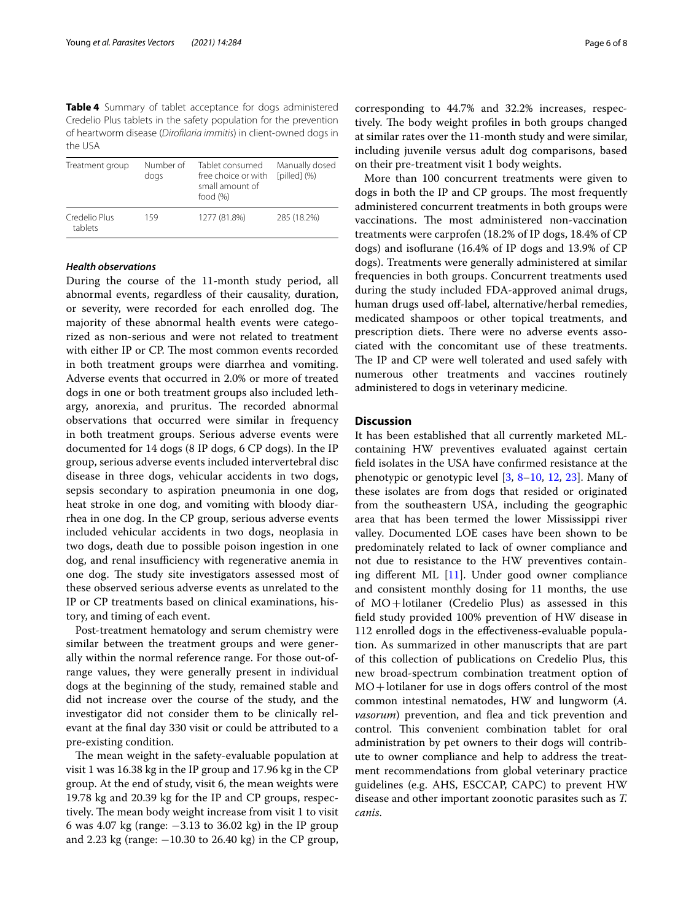**Table 4** Summary of tablet acceptance for dogs administered Credelio Plus tablets in the safety population for the prevention of heartworm disease (*Dirofilaria immitis*) in client-owned dogs in the USA

| Treatment group | Number of dogs | Tablet consumed free choice or with small amount of food (%) | Manually dosed [pilled] (%) |
|---|---|---|---|
| Credelio Plus tablets | 159 | 1277 (81.8%) | 285 (18.2%) |

### *Health observations*

During the course of the 11-month study period, all abnormal events, regardless of their causality, duration, or severity, were recorded for each enrolled dog. The majority of these abnormal health events were categorized as non-serious and were not related to treatment with either IP or CP. The most common events recorded in both treatment groups were diarrhea and vomiting. Adverse events that occurred in 2.0% or more of treated dogs in one or both treatment groups also included lethargy, anorexia, and pruritus. The recorded abnormal observations that occurred were similar in frequency in both treatment groups. Serious adverse events were documented for 14 dogs (8 IP dogs, 6 CP dogs). In the IP group, serious adverse events included intervertebral disc disease in three dogs, vehicular accidents in two dogs, sepsis secondary to aspiration pneumonia in one dog, heat stroke in one dog, and vomiting with bloody diarrhea in one dog. In the CP group, serious adverse events included vehicular accidents in two dogs, neoplasia in two dogs, death due to possible poison ingestion in one dog, and renal insufficiency with regenerative anemia in one dog. The study site investigators assessed most of these observed serious adverse events as unrelated to the IP or CP treatments based on clinical examinations, history, and timing of each event.

Post-treatment hematology and serum chemistry were similar between the treatment groups and were generally within the normal reference range. For those out-of-range values, they were generally present in individual dogs at the beginning of the study, remained stable and did not increase over the course of the study, and the investigator did not consider them to be clinically relevant at the final day 330 visit or could be attributed to a pre-existing condition.

The mean weight in the safety-evaluable population at visit 1 was 16.38 kg in the IP group and 17.96 kg in the CP group. At the end of study, visit 6, the mean weights were 19.78 kg and 20.39 kg for the IP and CP groups, respectively. The mean body weight increase from visit 1 to visit 6 was 4.07 kg (range: −3.13 to 36.02 kg) in the IP group and 2.23 kg (range: −10.30 to 26.40 kg) in the CP group, corresponding to 44.7% and 32.2% increases, respectively. The body weight profiles in both groups changed at similar rates over the 11-month study and were similar, including juvenile versus adult dog comparisons, based on their pre-treatment visit 1 body weights.

More than 100 concurrent treatments were given to dogs in both the IP and CP groups. The most frequently administered concurrent treatments in both groups were vaccinations. The most administered non-vaccination treatments were carprofen (18.2% of IP dogs, 18.4% of CP dogs) and isoflurane (16.4% of IP dogs and 13.9% of CP dogs). Treatments were generally administered at similar frequencies in both groups. Concurrent treatments used during the study included FDA-approved animal drugs, human drugs used off-label, alternative/herbal remedies, medicated shampoos or other topical treatments, and prescription diets. There were no adverse events associated with the concomitant use of these treatments. The IP and CP were well tolerated and used safely with numerous other treatments and vaccines routinely administered to dogs in veterinary medicine.

## Discussion

It has been established that all currently marketed ML-containing HW preventives evaluated against certain field isolates in the USA have confirmed resistance at the phenotypic or genotypic level [3, 8–10, 12, 23]. Many of these isolates are from dogs that resided or originated from the southeastern USA, including the geographic area that has been termed the lower Mississippi river valley. Documented LOE cases have been shown to be predominately related to lack of owner compliance and not due to resistance to the HW preventives containing different ML [11]. Under good owner compliance and consistent monthly dosing for 11 months, the use of MO + lotilaner (Credelio Plus) as assessed in this field study provided 100% prevention of HW disease in 112 enrolled dogs in the effectiveness-evaluable population. As summarized in other manuscripts that are part of this collection of publications on Credelio Plus, this new broad-spectrum combination treatment option of MO + lotilaner for use in dogs offers control of the most common intestinal nematodes, HW and lungworm (*A. vasorum*) prevention, and flea and tick prevention and control. This convenient combination tablet for oral administration by pet owners to their dogs will contribute to owner compliance and help to address the treatment recommendations from global veterinary practice guidelines (e.g. AHS, ESCCAP, CAPC) to prevent HW disease and other important zoonotic parasites such as *T. canis*.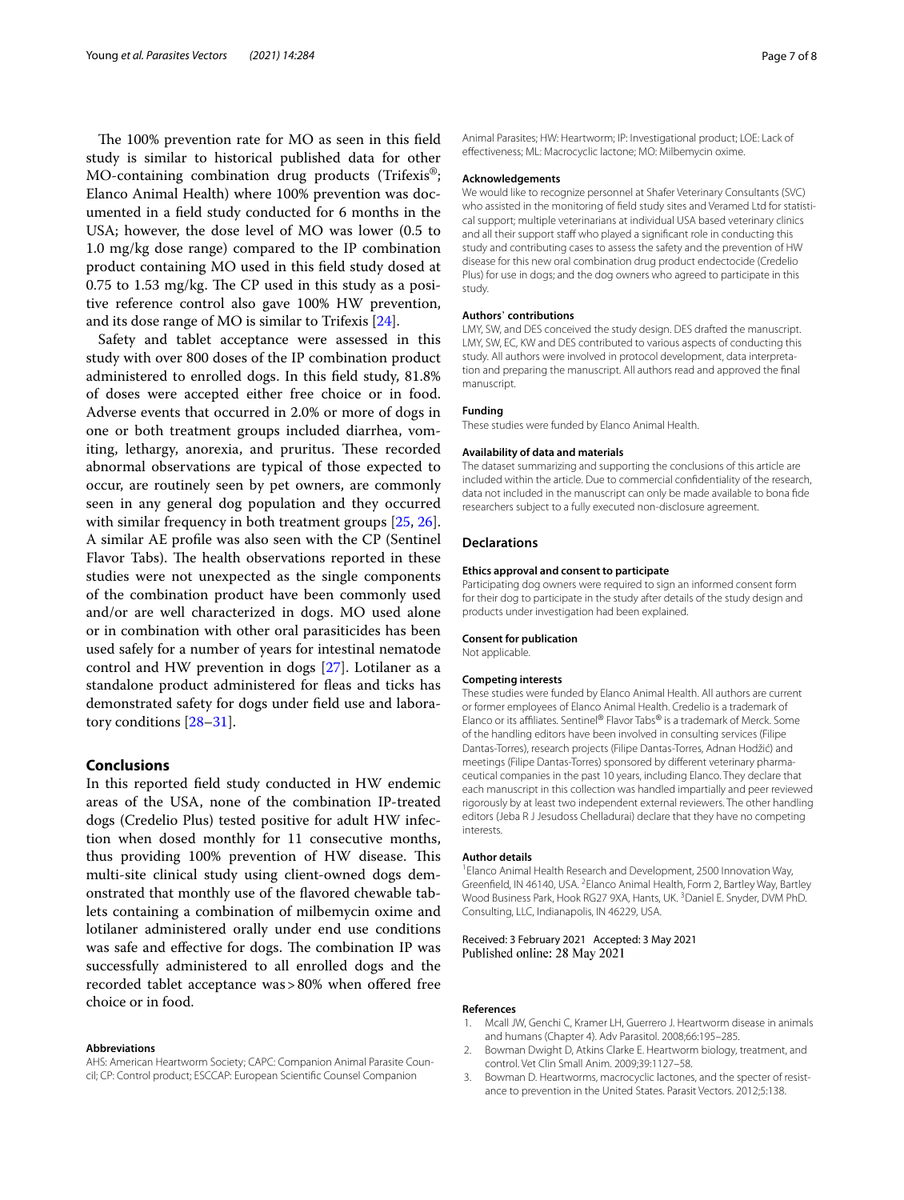The 100% prevention rate for MO as seen in this field study is similar to historical published data for other MO-containing combination drug products (Trifexis®; Elanco Animal Health) where 100% prevention was documented in a field study conducted for 6 months in the USA; however, the dose level of MO was lower (0.5 to 1.0 mg/kg dose range) compared to the IP combination product containing MO used in this field study dosed at 0.75 to 1.53 mg/kg. The CP used in this study as a positive reference control also gave 100% HW prevention, and its dose range of MO is similar to Trifexis [24].

Safety and tablet acceptance were assessed in this study with over 800 doses of the IP combination product administered to enrolled dogs. In this field study, 81.8% of doses were accepted either free choice or in food. Adverse events that occurred in 2.0% or more of dogs in one or both treatment groups included diarrhea, vomiting, lethargy, anorexia, and pruritus. These recorded abnormal observations are typical of those expected to occur, are routinely seen by pet owners, are commonly seen in any general dog population and they occurred with similar frequency in both treatment groups [25, 26]. A similar AE profile was also seen with the CP (Sentinel Flavor Tabs). The health observations reported in these studies were not unexpected as the single components of the combination product have been commonly used and/or are well characterized in dogs. MO used alone or in combination with other oral parasiticides has been used safely for a number of years for intestinal nematode control and HW prevention in dogs [27]. Lotilaner as a standalone product administered for fleas and ticks has demonstrated safety for dogs under field use and laboratory conditions [28–31].

## Conclusions

In this reported field study conducted in HW endemic areas of the USA, none of the combination IP-treated dogs (Credelio Plus) tested positive for adult HW infection when dosed monthly for 11 consecutive months, thus providing 100% prevention of HW disease. This multi-site clinical study using client-owned dogs demonstrated that monthly use of the flavored chewable tablets containing a combination of milbemycin oxime and lotilaner administered orally under end use conditions was safe and effective for dogs. The combination IP was successfully administered to all enrolled dogs and the recorded tablet acceptance was > 80% when offered free choice or in food.

#### Abbreviations

AHS: American Heartworm Society; CAPC: Companion Animal Parasite Council; CP: Control product; ESCCAP: European Scientific Counsel Companion Animal Parasites; HW: Heartworm; IP: Investigational product; LOE: Lack of effectiveness; ML: Macrocyclic lactone; MO: Milbemycin oxime.

#### Acknowledgements

We would like to recognize personnel at Shafer Veterinary Consultants (SVC) who assisted in the monitoring of field study sites and Veramed Ltd for statistical support; multiple veterinarians at individual USA based veterinary clinics and all their support staff who played a significant role in conducting this study and contributing cases to assess the safety and the prevention of HW disease for this new oral combination drug product endectocide (Credelio Plus) for use in dogs; and the dog owners who agreed to participate in this study.

#### Authors` contributions

LMY, SW, and DES conceived the study design. DES drafted the manuscript. LMY, SW, EC, KW and DES contributed to various aspects of conducting this study. All authors were involved in protocol development, data interpretation and preparing the manuscript. All authors read and approved the final manuscript.

#### Funding

These studies were funded by Elanco Animal Health.

#### Availability of data and materials

The dataset summarizing and supporting the conclusions of this article are included within the article. Due to commercial confidentiality of the research, data not included in the manuscript can only be made available to bona fide researchers subject to a fully executed non-disclosure agreement.

### Declarations

#### Ethics approval and consent to participate

Participating dog owners were required to sign an informed consent form for their dog to participate in the study after details of the study design and products under investigation had been explained.

#### Consent for publication

Not applicable.

#### Competing interests

These studies were funded by Elanco Animal Health. All authors are current or former employees of Elanco Animal Health. Credelio is a trademark of Elanco or its affiliates. Sentinel® Flavor Tabs® is a trademark of Merck. Some of the handling editors have been involved in consulting services (Filipe Dantas-Torres), research projects (Filipe Dantas-Torres, Adnan Hodžić) and meetings (Filipe Dantas-Torres) sponsored by different veterinary pharmaceutical companies in the past 10 years, including Elanco. They declare that each manuscript in this collection was handled impartially and peer reviewed rigorously by at least two independent external reviewers. The other handling editors (Jeba R J Jesudoss Chelladurai) declare that they have no competing interests.

#### Author details

[1] Elanco Animal Health Research and Development, 2500 Innovation Way, Greenfield, IN 46140, USA. [2] Elanco Animal Health, Form 2, Bartley Way, Bartley Wood Business Park, Hook RG27 9XA, Hants, UK. [3] Daniel E. Snyder, DVM PhD. Consulting, LLC, Indianapolis, IN 46229, USA.

Received: 3 February 2021 Accepted: 3 May 2021
Published online: 28 May 2021

#### References

1. Mcall JW, Genchi C, Kramer LH, Guerrero J. Heartworm disease in animals and humans (Chapter 4). Adv Parasitol. 2008;66:195–285.
2. Bowman Dwight D, Atkins Clarke E. Heartworm biology, treatment, and control. Vet Clin Small Anim. 2009;39:1127–58.
3. Bowman D. Heartworms, macrocyclic lactones, and the specter of resistance to prevention in the United States. Parasit Vectors. 2012;5:138.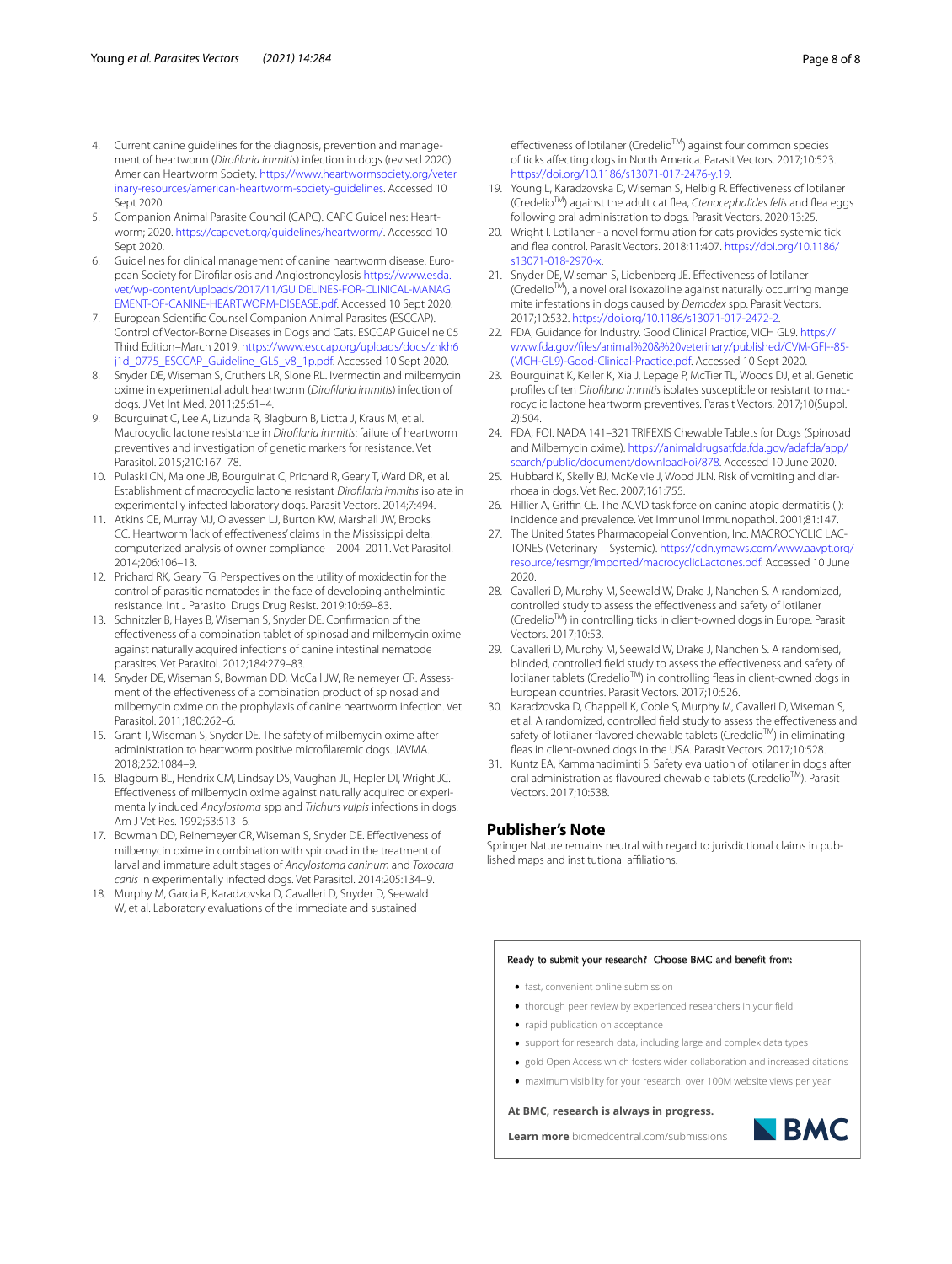4. Current canine guidelines for the diagnosis, prevention and management of heartworm (*Dirofilaria immitis*) infection in dogs (revised 2020). American Heartworm Society. https://www.heartwormsociety.org/veterinary-resources/american-heartworm-society-guidelines. Accessed 10 Sept 2020.
5. Companion Animal Parasite Council (CAPC). CAPC Guidelines: Heartworm; 2020. https://capcvet.org/guidelines/heartworm/. Accessed 10 Sept 2020.
6. Guidelines for clinical management of canine heartworm disease. European Society for Dirofilariosis and Angiostrongylosis https://www.esda.vet/wp-content/uploads/2017/11/GUIDELINES-FOR-CLINICAL-MANAGEMENT-OF-CANINE-HEARTWORM-DISEASE.pdf. Accessed 10 Sept 2020.
7. European Scientific Counsel Companion Animal Parasites (ESCCAP). Control of Vector-Borne Diseases in Dogs and Cats. ESCCAP Guideline 05 Third Edition–March 2019. https://www.esccap.org/uploads/docs/znkh6j1d_0775_ESCCAP_Guideline_GL5_v8_1p.pdf. Accessed 10 Sept 2020.
8. Snyder DE, Wiseman S, Cruthers LR, Slone RL. Ivermectin and milbemycin oxime in experimental adult heartworm (*Dirofilaria immitis*) infection of dogs. J Vet Int Med. 2011;25:61–4.
9. Bourguinat C, Lee A, Lizunda R, Blagburn B, Liotta J, Kraus M, et al. Macrocyclic lactone resistance in *Dirofilaria immitis*: failure of heartworm preventives and investigation of genetic markers for resistance. Vet Parasitol. 2015;210:167–78.
10. Pulaski CN, Malone JB, Bourguinat C, Prichard R, Geary T, Ward DR, et al. Establishment of macrocyclic lactone resistant *Dirofilaria immitis* isolate in experimentally infected laboratory dogs. Parasit Vectors. 2014;7:494.
11. Atkins CE, Murray MJ, Olavessen LJ, Burton KW, Marshall JW, Brooks CC. Heartworm 'lack of effectiveness' claims in the Mississippi delta: computerized analysis of owner compliance – 2004–2011. Vet Parasitol. 2014;206:106–13.
12. Prichard RK, Geary TG. Perspectives on the utility of moxidectin for the control of parasitic nematodes in the face of developing anthelmintic resistance. Int J Parasitol Drugs Drug Resist. 2019;10:69–83.
13. Schnitzler B, Hayes B, Wiseman S, Snyder DE. Confirmation of the effectiveness of a combination tablet of spinosad and milbemycin oxime against naturally acquired infections of canine intestinal nematode parasites. Vet Parasitol. 2012;184:279–83.
14. Snyder DE, Wiseman S, Bowman DD, McCall JW, Reinemeyer CR. Assessment of the effectiveness of a combination product of spinosad and milbemycin oxime on the prophylaxis of canine heartworm infection. Vet Parasitol. 2011;180:262–6.
15. Grant T, Wiseman S, Snyder DE. The safety of milbemycin oxime after administration to heartworm positive microfilaremic dogs. JAVMA. 2018;252:1084–9.
16. Blagburn BL, Hendrix CM, Lindsay DS, Vaughan JL, Hepler DI, Wright JC. Effectiveness of milbemycin oxime against naturally acquired or experimentally induced *Ancylostoma* spp and *Trichurs vulpis* infections in dogs. Am J Vet Res. 1992;53:513–6.
17. Bowman DD, Reinemeyer CR, Wiseman S, Snyder DE. Effectiveness of milbemycin oxime in combination with spinosad in the treatment of larval and immature adult stages of *Ancylostoma caninum* and *Toxocara canis* in experimentally infected dogs. Vet Parasitol. 2014;205:134–9.
18. Murphy M, Garcia R, Karadzovska D, Cavalleri D, Snyder D, Seewald W, et al. Laboratory evaluations of the immediate and sustained effectiveness of lotilaner (Credelio™) against four common species of ticks affecting dogs in North America. Parasit Vectors. 2017;10:523. https://doi.org/10.1186/s13071-017-2476-y.19.
19. Young L, Karadzovska D, Wiseman S, Helbig R. Effectiveness of lotilaner (Credelio™) against the adult cat flea, *Ctenocephalides felis* and flea eggs following oral administration to dogs. Parasit Vectors. 2020;13:25.
20. Wright I. Lotilaner - a novel formulation for cats provides systemic tick and flea control. Parasit Vectors. 2018;11:407. https://doi.org/10.1186/s13071-018-2970-x.
21. Snyder DE, Wiseman S, Liebenberg JE. Effectiveness of lotilaner (Credelio™), a novel oral isoxazoline against naturally occurring mange mite infestations in dogs caused by *Demodex* spp. Parasit Vectors. 2017;10:532. https://doi.org/10.1186/s13071-017-2472-2.
22. FDA, Guidance for Industry. Good Clinical Practice, VICH GL9. https://www.fda.gov/files/animal%20&%20veterinary/published/CVM-GFI--85-(VICH-GL9)-Good-Clinical-Practice.pdf. Accessed 10 Sept 2020.
23. Bourguinat K, Keller K, Xia J, Lepage P, McTier TL, Woods DJ, et al. Genetic profiles of ten *Dirofilaria immitis* isolates susceptible or resistant to macrocyclic lactone heartworm preventives. Parasit Vectors. 2017;10(Suppl. 2):504.
24. FDA, FOI. NADA 141–321 TRIFEXIS Chewable Tablets for Dogs (Spinosad and Milbemycin oxime). https://animaldrugsatfda.fda.gov/adafda/app/search/public/document/downloadFoi/878. Accessed 10 June 2020.
25. Hubbard K, Skelly BJ, McKelvie J, Wood JLN. Risk of vomiting and diarrhoea in dogs. Vet Rec. 2007;161:755.
26. Hillier A, Griffin CE. The ACVD task force on canine atopic dermatitis (I): incidence and prevalence. Vet Immunol Immunopathol. 2001;81:147.
27. The United States Pharmacopeial Convention, Inc. MACROCYCLIC LACTONES (Veterinary—Systemic). https://cdn.ymaws.com/www.aavpt.org/resource/resmgr/imported/macrocyclicLactones.pdf. Accessed 10 June 2020.
28. Cavalleri D, Murphy M, Seewald W, Drake J, Nanchen S. A randomized, controlled study to assess the effectiveness and safety of lotilaner (Credelio™) in controlling ticks in client-owned dogs in Europe. Parasit Vectors. 2017;10:53.
29. Cavalleri D, Murphy M, Seewald W, Drake J, Nanchen S. A randomised, blinded, controlled field study to assess the effectiveness and safety of lotilaner tablets (Credelio™) in controlling fleas in client-owned dogs in European countries. Parasit Vectors. 2017;10:526.
30. Karadzovska D, Chappell K, Coble S, Murphy M, Cavalleri D, Wiseman S, et al. A randomized, controlled field study to assess the effectiveness and safety of lotilaner flavored chewable tablets (Credelio™) in eliminating fleas in client-owned dogs in the USA. Parasit Vectors. 2017;10:528.
31. Kuntz EA, Kammanadiminti S. Safety evaluation of lotilaner in dogs after oral administration as flavoured chewable tablets (Credelio™). Parasit Vectors. 2017;10:538.

## Publisher's Note

Springer Nature remains neutral with regard to jurisdictional claims in published maps and institutional affiliations.

Ready to submit your research? Choose BMC and benefit from:

- fast, convenient online submission
- thorough peer review by experienced researchers in your field
- rapid publication on acceptance
- support for research data, including large and complex data types
- gold Open Access which fosters wider collaboration and increased citations
- maximum visibility for your research: over 100M website views per year

**At BMC, research is always in progress.**

**Learn more** biomedcentral.com/submissions

BMC